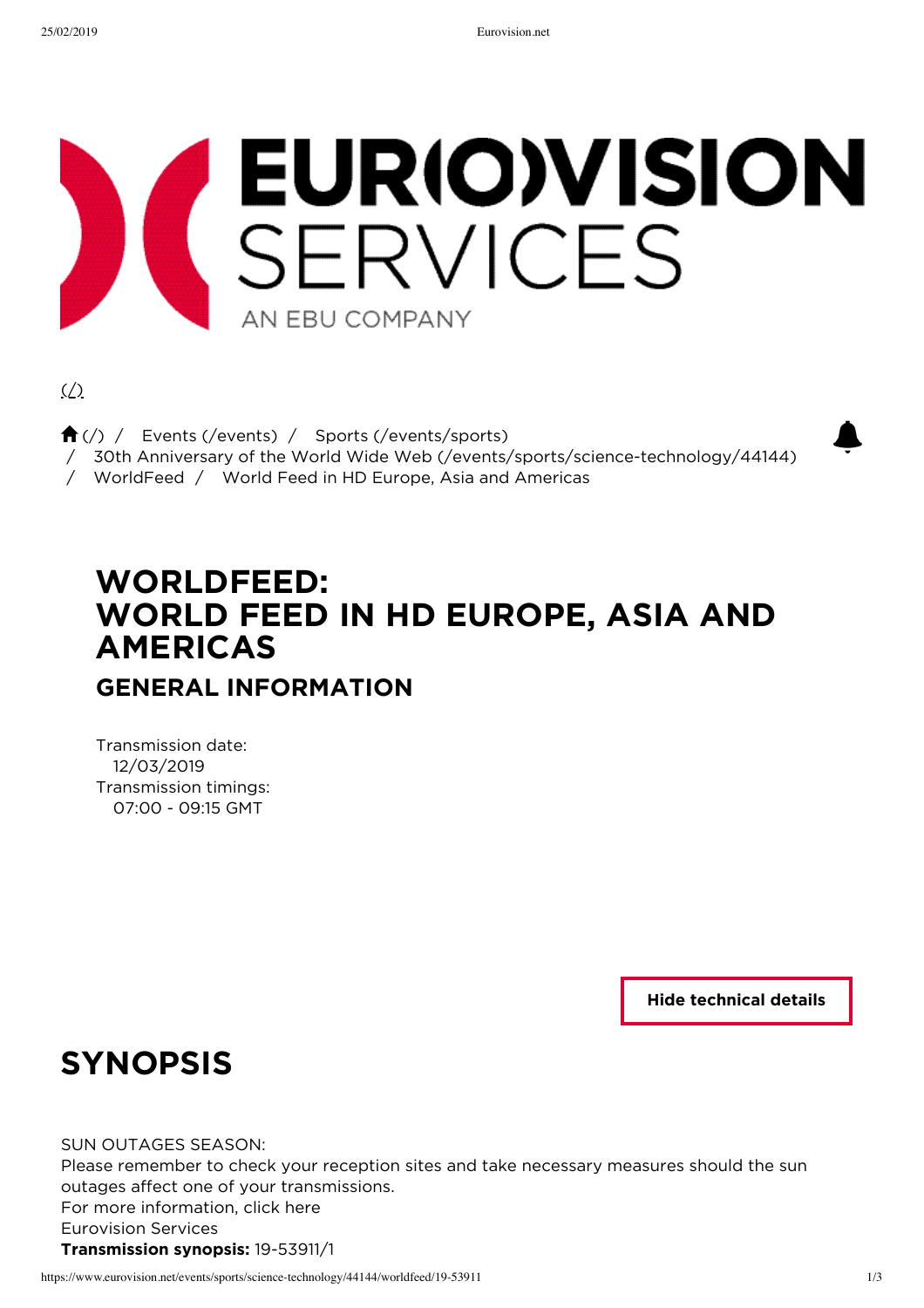(/)

(/) / Events (/events) / Sports (/events/sports) / 30th Anniversary of the World Wide Web (/events/sports/science-technology/44144) / WorldFeed / World Feed in HD Europe, Asia and Americas

# WORLDFEED: WORLD FEED IN HD EUROPE, ASIA AND AMERICAS

## GENERAL INFORMATION

Transmission date:
12/03/2019
Transmission timings:
07:00 - 09:15 GMT

Hide technical details

# SYNOPSIS

SUN OUTAGES SEASON:
Please remember to check your reception sites and take necessary measures should the sun outages affect one of your transmissions.
For more information, click here
Eurovision Services
**Transmission synopsis:** 19-53911/1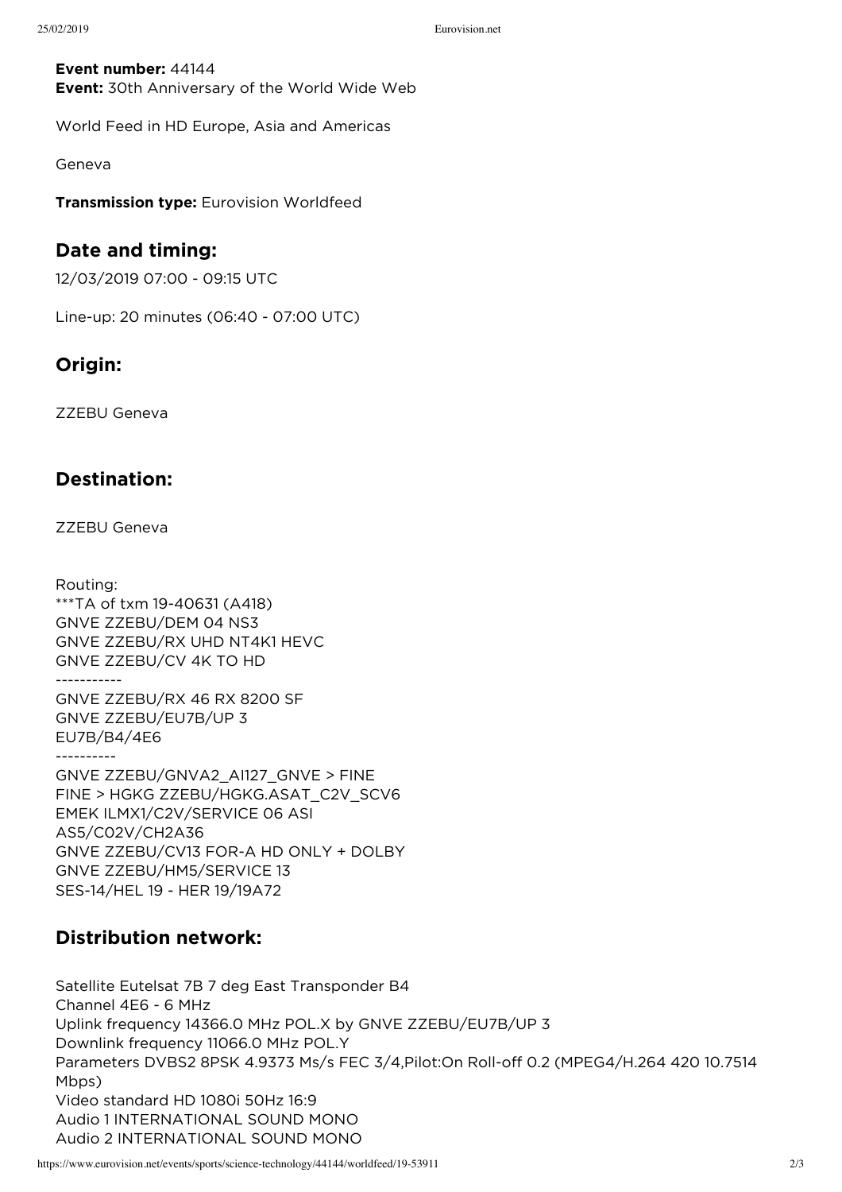**Event number:** 44144
**Event:** 30th Anniversary of the World Wide Web

World Feed in HD Europe, Asia and Americas

Geneva

**Transmission type:** Eurovision Worldfeed

## Date and timing:

12/03/2019 07:00 - 09:15 UTC

Line-up: 20 minutes (06:40 - 07:00 UTC)

## Origin:

ZZEBU Geneva

## Destination:

ZZEBU Geneva

Routing:
***TA of txm 19-40631 (A418)
GNVE ZZEBU/DEM 04 NS3
GNVE ZZEBU/RX UHD NT4K1 HEVC
GNVE ZZEBU/CV 4K TO HD
-----------
GNVE ZZEBU/RX 46 RX 8200 SF
GNVE ZZEBU/EU7B/UP 3
EU7B/B4/4E6
----------
GNVE ZZEBU/GNVA2_AI127_GNVE > FINE
FINE > HGKG ZZEBU/HGKG.ASAT_C2V_SCV6
EMEK ILMX1/C2V/SERVICE 06 ASI
AS5/C02V/CH2A36
GNVE ZZEBU/CV13 FOR-A HD ONLY + DOLBY
GNVE ZZEBU/HM5/SERVICE 13
SES-14/HEL 19 - HER 19/19A72

## Distribution network:

Satellite Eutelsat 7B 7 deg East Transponder B4
Channel 4E6 - 6 MHz
Uplink frequency 14366.0 MHz POL.X by GNVE ZZEBU/EU7B/UP 3
Downlink frequency 11066.0 MHz POL.Y
Parameters DVBS2 8PSK 4.9373 Ms/s FEC 3/4,Pilot:On Roll-off 0.2 (MPEG4/H.264 420 10.7514 Mbps)
Video standard HD 1080i 50Hz 16:9
Audio 1 INTERNATIONAL SOUND MONO
Audio 2 INTERNATIONAL SOUND MONO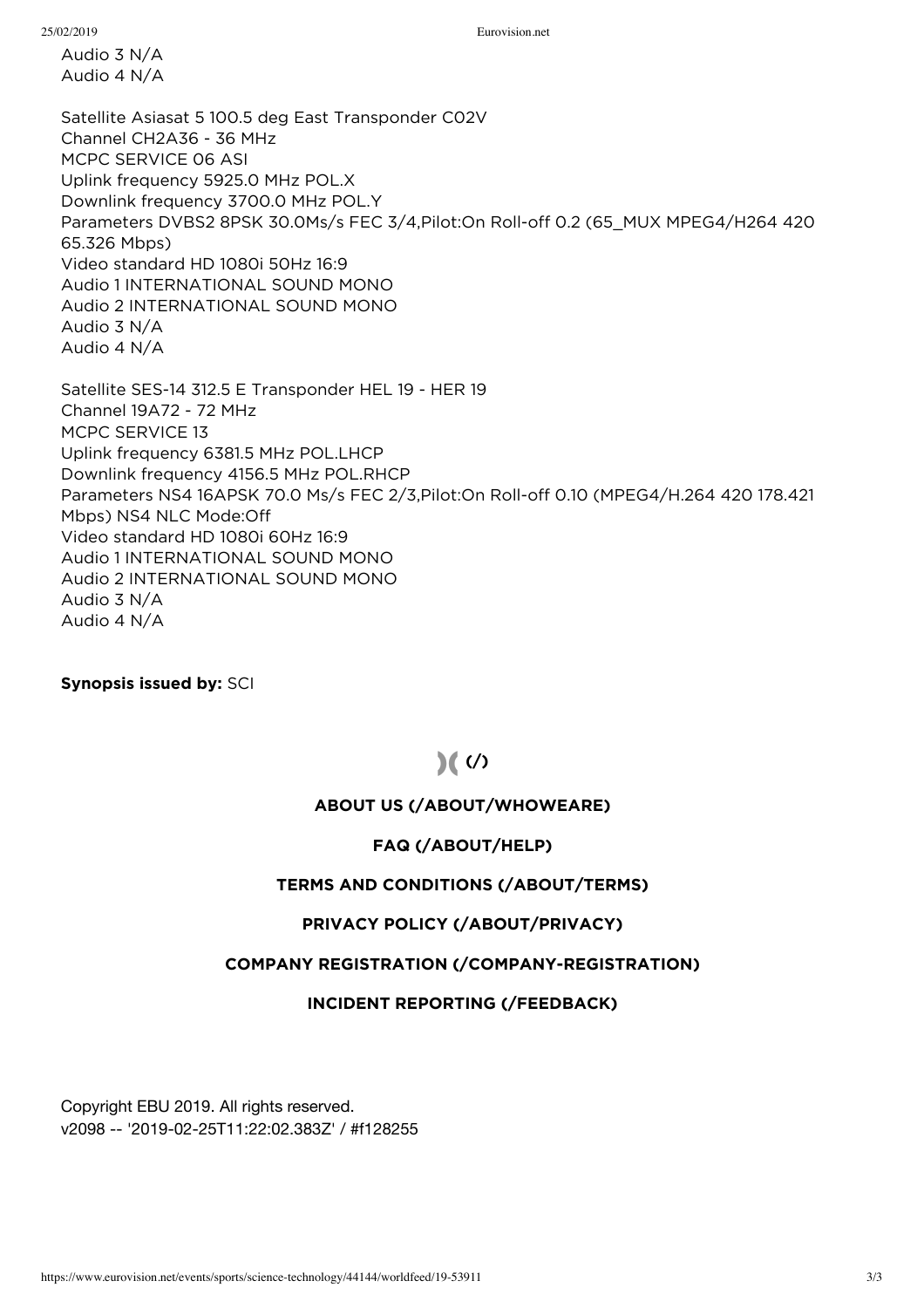Audio 3 N/A
Audio 4 N/A

Satellite Asiasat 5 100.5 deg East Transponder C02V
Channel CH2A36 - 36 MHz
MCPC SERVICE 06 ASI
Uplink frequency 5925.0 MHz POL.X
Downlink frequency 3700.0 MHz POL.Y
Parameters DVBS2 8PSK 30.0Ms/s FEC 3/4,Pilot:On Roll-off 0.2 (65_MUX MPEG4/H264 420 65.326 Mbps)
Video standard HD 1080i 50Hz 16:9
Audio 1 INTERNATIONAL SOUND MONO
Audio 2 INTERNATIONAL SOUND MONO
Audio 3 N/A
Audio 4 N/A

Satellite SES-14 312.5 E Transponder HEL 19 - HER 19
Channel 19A72 - 72 MHz
MCPC SERVICE 13
Uplink frequency 6381.5 MHz POL.LHCP
Downlink frequency 4156.5 MHz POL.RHCP
Parameters NS4 16APSK 70.0 Ms/s FEC 2/3,Pilot:On Roll-off 0.10 (MPEG4/H.264 420 178.421 Mbps) NS4 NLC Mode:Off
Video standard HD 1080i 60Hz 16:9
Audio 1 INTERNATIONAL SOUND MONO
Audio 2 INTERNATIONAL SOUND MONO
Audio 3 N/A
Audio 4 N/A

**Synopsis issued by:** SCI

(/)

**ABOUT US (/ABOUT/WHOWEARE)**

**FAQ (/ABOUT/HELP)**

**TERMS AND CONDITIONS (/ABOUT/TERMS)**

**PRIVACY POLICY (/ABOUT/PRIVACY)**

**COMPANY REGISTRATION (/COMPANY-REGISTRATION)**

**INCIDENT REPORTING (/FEEDBACK)**

Copyright EBU 2019. All rights reserved.
v2098 -- '2019-02-25T11:22:02.383Z' / #f128255